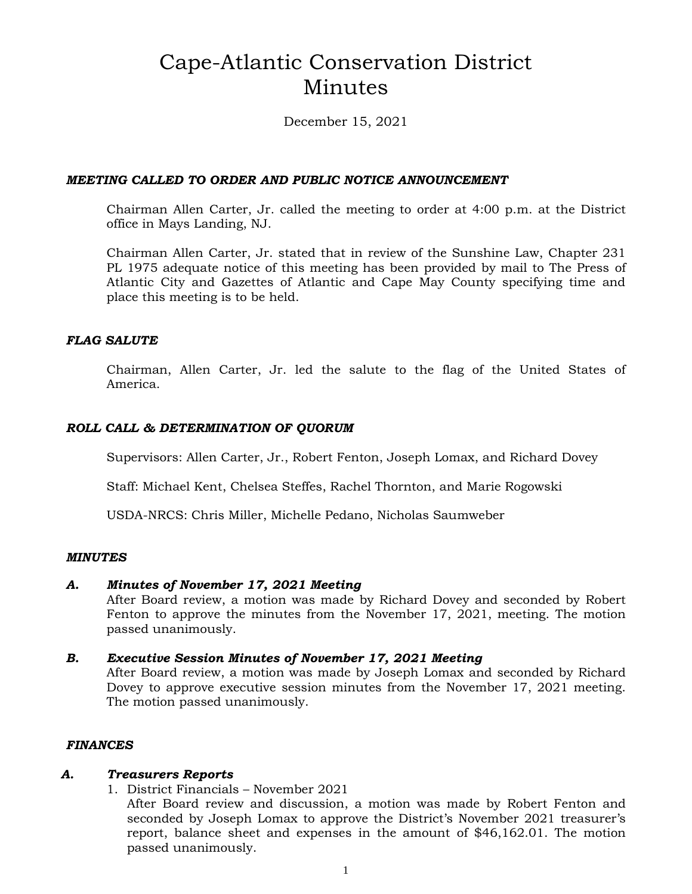# Cape-Atlantic Conservation District
# Minutes

December 15, 2021

### *MEETING CALLED TO ORDER AND PUBLIC NOTICE ANNOUNCEMENT*

Chairman Allen Carter, Jr. called the meeting to order at 4:00 p.m. at the District office in Mays Landing, NJ.

Chairman Allen Carter, Jr. stated that in review of the Sunshine Law, Chapter 231 PL 1975 adequate notice of this meeting has been provided by mail to The Press of Atlantic City and Gazettes of Atlantic and Cape May County specifying time and place this meeting is to be held.

### *FLAG SALUTE*

Chairman, Allen Carter, Jr. led the salute to the flag of the United States of America.

### *ROLL CALL & DETERMINATION OF QUORUM*

Supervisors: Allen Carter, Jr., Robert Fenton, Joseph Lomax, and Richard Dovey

Staff: Michael Kent, Chelsea Steffes, Rachel Thornton, and Marie Rogowski

USDA-NRCS: Chris Miller, Michelle Pedano, Nicholas Saumweber

### *MINUTES*

**A. *Minutes of November 17, 2021 Meeting***
After Board review, a motion was made by Richard Dovey and seconded by Robert Fenton to approve the minutes from the November 17, 2021, meeting. The motion passed unanimously.

**B. *Executive Session Minutes of November 17, 2021 Meeting***
After Board review, a motion was made by Joseph Lomax and seconded by Richard Dovey to approve executive session minutes from the November 17, 2021 meeting. The motion passed unanimously.

### *FINANCES*

**A. *Treasurers Reports***

1. District Financials – November 2021
   After Board review and discussion, a motion was made by Robert Fenton and seconded by Joseph Lomax to approve the District's November 2021 treasurer's report, balance sheet and expenses in the amount of $46,162.01. The motion passed unanimously.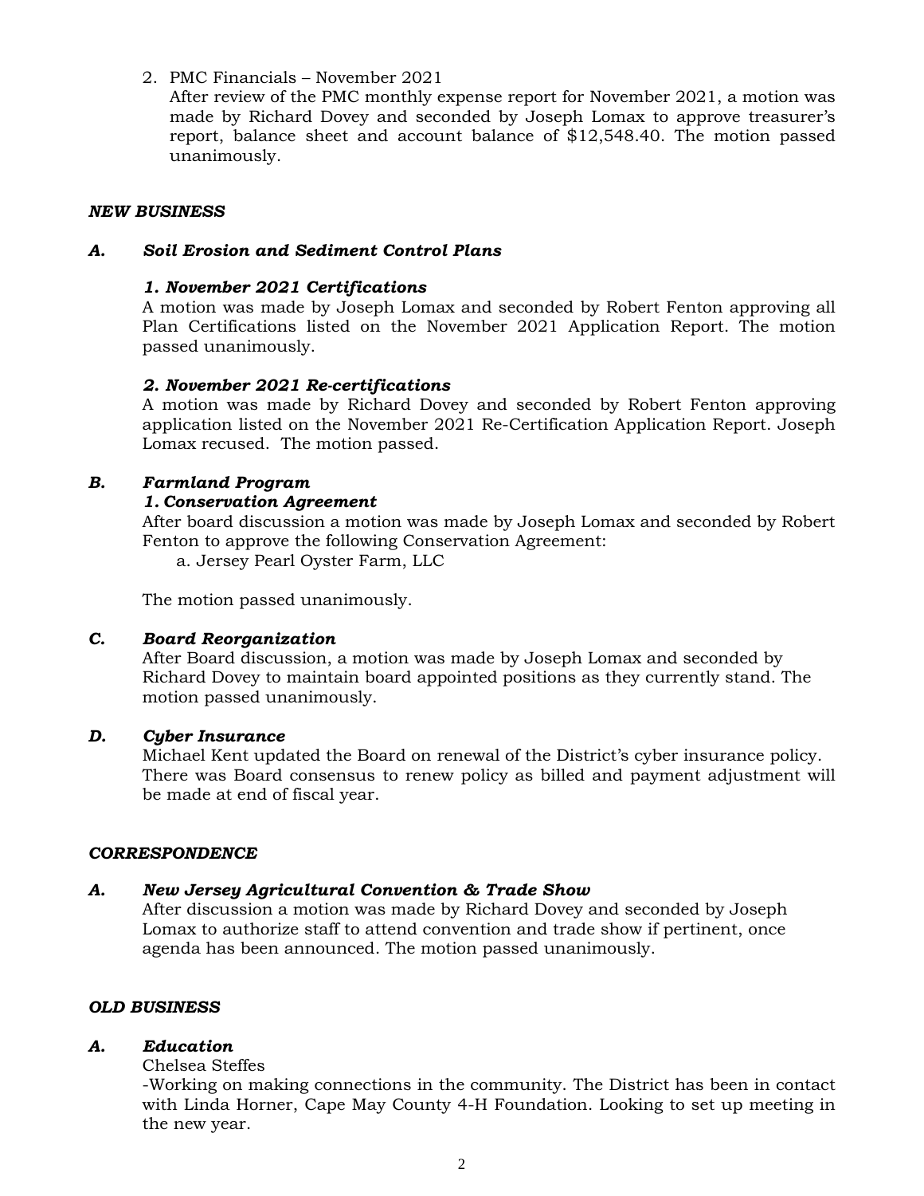2. PMC Financials – November 2021
   After review of the PMC monthly expense report for November 2021, a motion was made by Richard Dovey and seconded by Joseph Lomax to approve treasurer's report, balance sheet and account balance of $12,548.40. The motion passed unanimously.

***NEW BUSINESS***

***A. Soil Erosion and Sediment Control Plans***

***1. November 2021 Certifications***

A motion was made by Joseph Lomax and seconded by Robert Fenton approving all Plan Certifications listed on the November 2021 Application Report. The motion passed unanimously.

***2. November 2021 Re-certifications***

A motion was made by Richard Dovey and seconded by Robert Fenton approving application listed on the November 2021 Re-Certification Application Report. Joseph Lomax recused. The motion passed.

***B. Farmland Program***

***1. Conservation Agreement***

After board discussion a motion was made by Joseph Lomax and seconded by Robert Fenton to approve the following Conservation Agreement:

a. Jersey Pearl Oyster Farm, LLC

The motion passed unanimously.

***C. Board Reorganization***

After Board discussion, a motion was made by Joseph Lomax and seconded by Richard Dovey to maintain board appointed positions as they currently stand. The motion passed unanimously.

***D. Cyber Insurance***

Michael Kent updated the Board on renewal of the District's cyber insurance policy. There was Board consensus to renew policy as billed and payment adjustment will be made at end of fiscal year.

***CORRESPONDENCE***

***A. New Jersey Agricultural Convention & Trade Show***

After discussion a motion was made by Richard Dovey and seconded by Joseph Lomax to authorize staff to attend convention and trade show if pertinent, once agenda has been announced. The motion passed unanimously.

***OLD BUSINESS***

***A. Education***

Chelsea Steffes

-Working on making connections in the community. The District has been in contact with Linda Horner, Cape May County 4-H Foundation. Looking to set up meeting in the new year.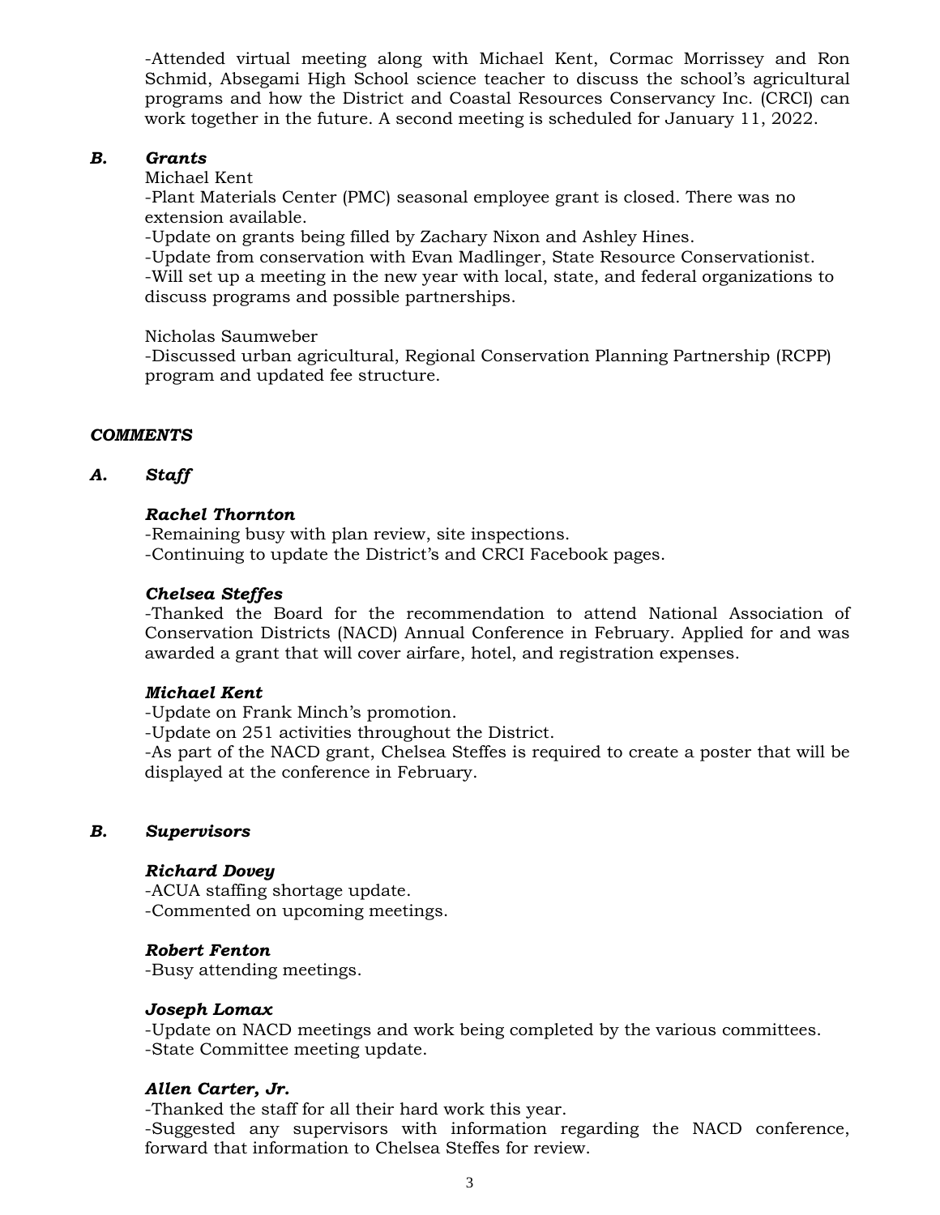-Attended virtual meeting along with Michael Kent, Cormac Morrissey and Ron Schmid, Absegami High School science teacher to discuss the school's agricultural programs and how the District and Coastal Resources Conservancy Inc. (CRCI) can work together in the future. A second meeting is scheduled for January 11, 2022.

***B. Grants***

Michael Kent

-Plant Materials Center (PMC) seasonal employee grant is closed. There was no extension available.
-Update on grants being filled by Zachary Nixon and Ashley Hines.
-Update from conservation with Evan Madlinger, State Resource Conservationist.
-Will set up a meeting in the new year with local, state, and federal organizations to discuss programs and possible partnerships.

Nicholas Saumweber

-Discussed urban agricultural, Regional Conservation Planning Partnership (RCPP) program and updated fee structure.

***COMMENTS***

***A. Staff***

***Rachel Thornton***

-Remaining busy with plan review, site inspections.
-Continuing to update the District's and CRCI Facebook pages.

***Chelsea Steffes***

-Thanked the Board for the recommendation to attend National Association of Conservation Districts (NACD) Annual Conference in February. Applied for and was awarded a grant that will cover airfare, hotel, and registration expenses.

***Michael Kent***

-Update on Frank Minch's promotion.
-Update on 251 activities throughout the District.
-As part of the NACD grant, Chelsea Steffes is required to create a poster that will be displayed at the conference in February.

***B. Supervisors***

***Richard Dovey***

-ACUA staffing shortage update.
-Commented on upcoming meetings.

***Robert Fenton***

-Busy attending meetings.

***Joseph Lomax***

-Update on NACD meetings and work being completed by the various committees.
-State Committee meeting update.

***Allen Carter, Jr.***

-Thanked the staff for all their hard work this year.
-Suggested any supervisors with information regarding the NACD conference, forward that information to Chelsea Steffes for review.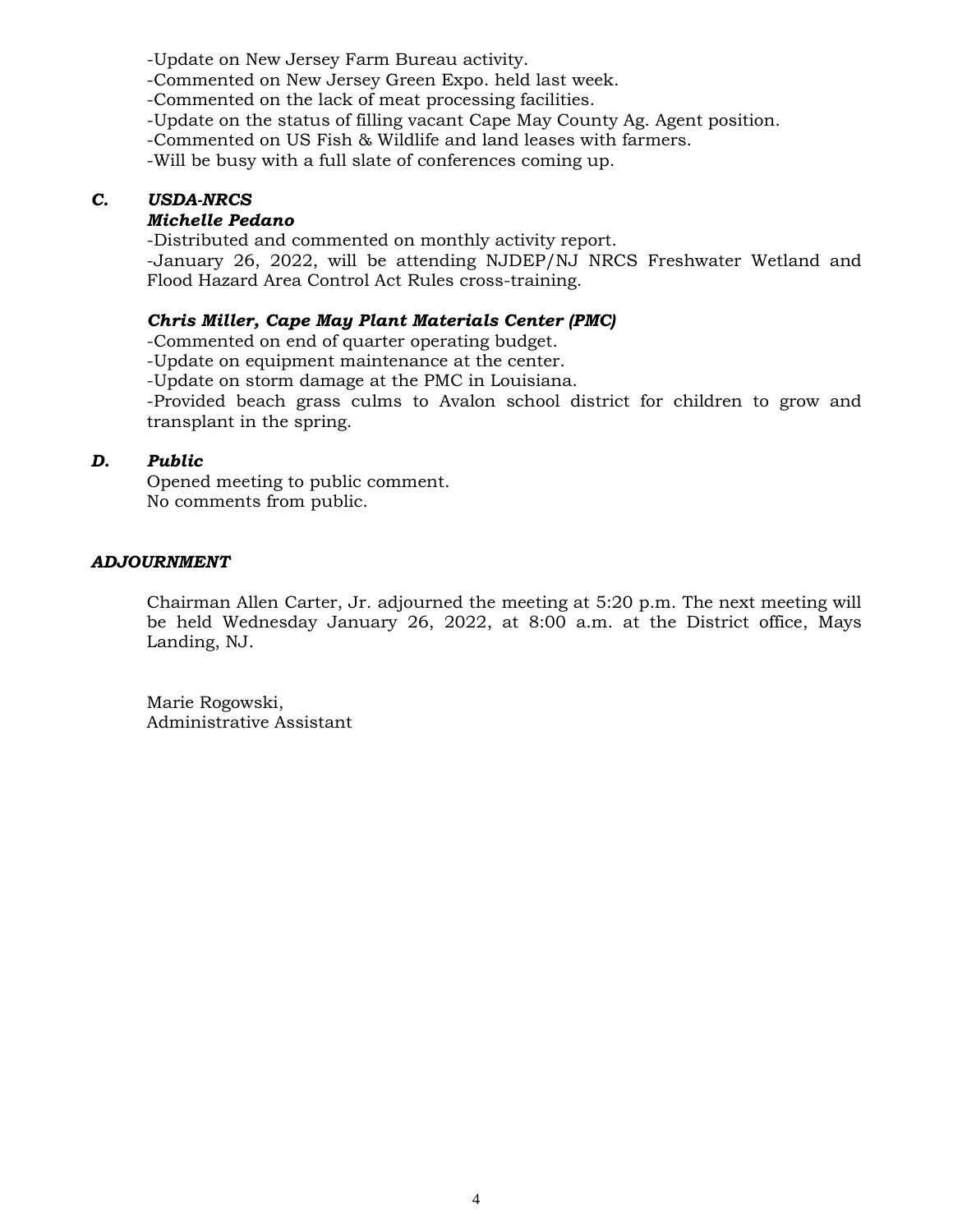-Update on New Jersey Farm Bureau activity.
-Commented on New Jersey Green Expo. held last week.
-Commented on the lack of meat processing facilities.
-Update on the status of filling vacant Cape May County Ag. Agent position.
-Commented on US Fish & Wildlife and land leases with farmers.
-Will be busy with a full slate of conferences coming up.

### *C. USDA-NRCS*

***Michelle Pedano***

-Distributed and commented on monthly activity report.
-January 26, 2022, will be attending NJDEP/NJ NRCS Freshwater Wetland and Flood Hazard Area Control Act Rules cross-training.

***Chris Miller, Cape May Plant Materials Center (PMC)***

-Commented on end of quarter operating budget.
-Update on equipment maintenance at the center.
-Update on storm damage at the PMC in Louisiana.
-Provided beach grass culms to Avalon school district for children to grow and transplant in the spring.

### *D. Public*

Opened meeting to public comment.
No comments from public.

## *ADJOURNMENT*

Chairman Allen Carter, Jr. adjourned the meeting at 5:20 p.m. The next meeting will be held Wednesday January 26, 2022, at 8:00 a.m. at the District office, Mays Landing, NJ.

Marie Rogowski,
Administrative Assistant